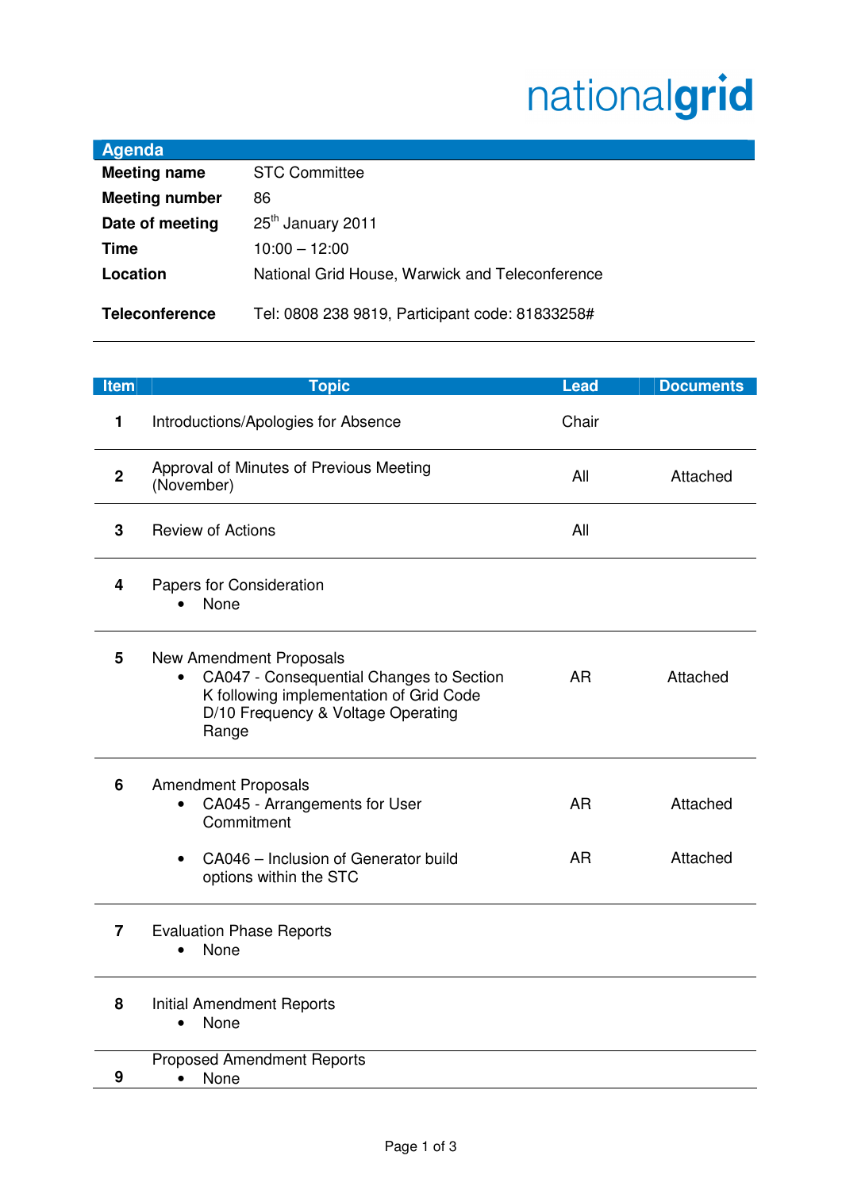nationalgrid

## Agenda

| | |
|---|---|
| **Meeting name** | STC Committee |
| **Meeting number** | 86 |
| **Date of meeting** | 25th January 2011 |
| **Time** | 10:00 – 12:00 |
| **Location** | National Grid House, Warwick and Teleconference |
| **Teleconference** | Tel: 0808 238 9819, Participant code: 81833258# |

| Item | Topic | Lead | Documents |
|---|---|---|---|
| 1 | Introductions/Apologies for Absence | Chair | |
| 2 | Approval of Minutes of Previous Meeting (November) | All | Attached |
| 3 | Review of Actions | All | |
| 4 | Papers for Consideration<br>• None | | |
| 5 | New Amendment Proposals<br>• CA047 - Consequential Changes to Section K following implementation of Grid Code D/10 Frequency & Voltage Operating Range | AR | Attached |
| 6 | Amendment Proposals<br>• CA045 - Arrangements for User Commitment | AR | Attached |
| | • CA046 – Inclusion of Generator build options within the STC | AR | Attached |
| 7 | Evaluation Phase Reports<br>• None | | |
| 8 | Initial Amendment Reports<br>• None | | |
| 9 | Proposed Amendment Reports<br>• None | | |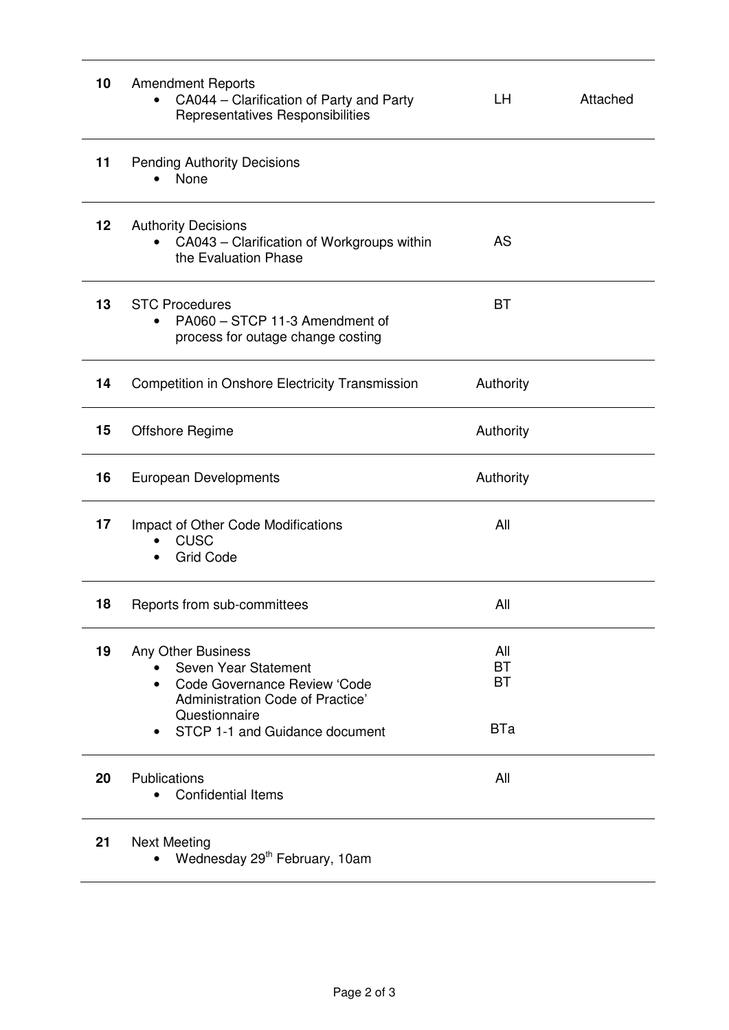| | | | |
|---|---|---|---|
| 10 | Amendment Reports<br>• CA044 – Clarification of Party and Party Representatives Responsibilities | LH | Attached |
| 11 | Pending Authority Decisions<br>• None | | |
| 12 | Authority Decisions<br>• CA043 – Clarification of Workgroups within the Evaluation Phase | AS | |
| 13 | STC Procedures<br>• PA060 – STCP 11-3 Amendment of process for outage change costing | BT | |
| 14 | Competition in Onshore Electricity Transmission | Authority | |
| 15 | Offshore Regime | Authority | |
| 16 | European Developments | Authority | |
| 17 | Impact of Other Code Modifications<br>• CUSC<br>• Grid Code | All | |
| 18 | Reports from sub-committees | All | |
| 19 | Any Other Business<br>• Seven Year Statement<br>• Code Governance Review 'Code Administration Code of Practice' Questionnaire<br>• STCP 1-1 and Guidance document | All<br>BT<br>BT<br><br>BTa | |
| 20 | Publications<br>• Confidential Items | All | |
| 21 | Next Meeting<br>• Wednesday 29th February, 10am | | |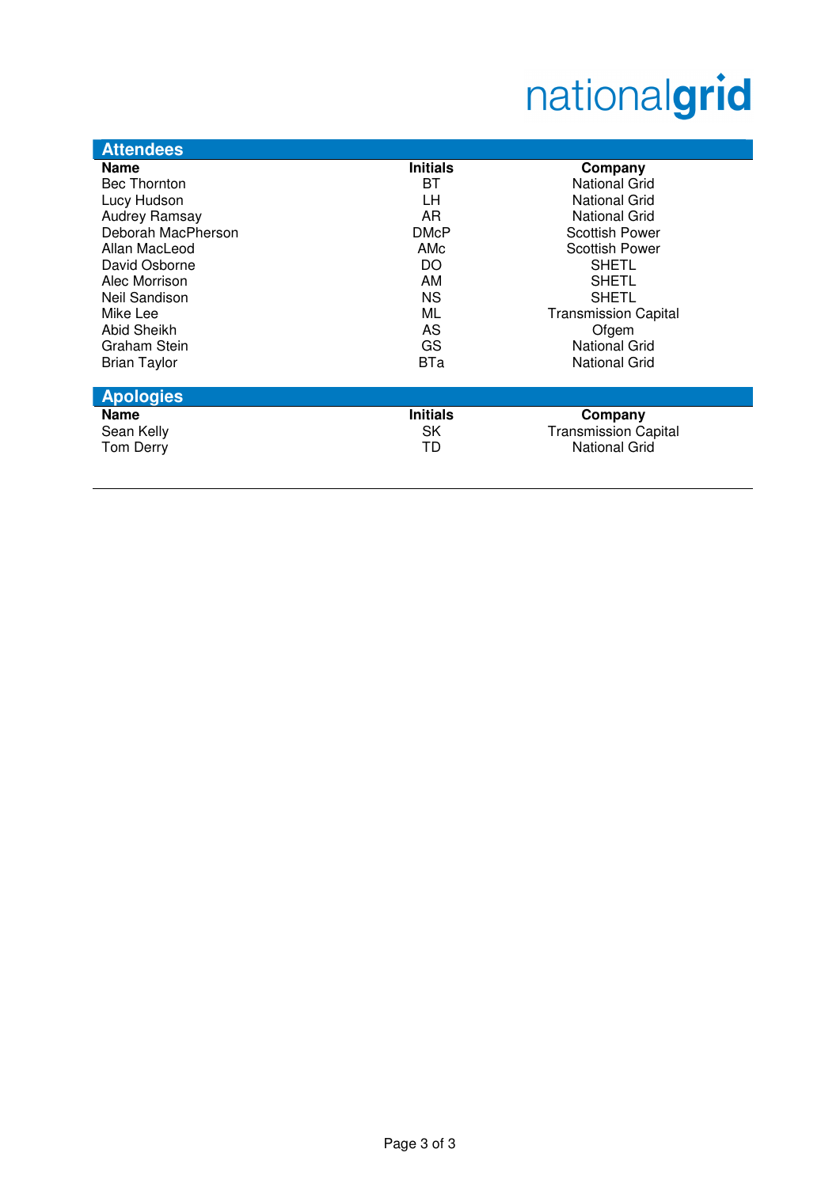## Attendees

| Name | Initials | Company |
|---|---|---|
| Bec Thornton | BT | National Grid |
| Lucy Hudson | LH | National Grid |
| Audrey Ramsay | AR | National Grid |
| Deborah MacPherson | DMcP | Scottish Power |
| Allan MacLeod | AMc | Scottish Power |
| David Osborne | DO | SHETL |
| Alec Morrison | AM | SHETL |
| Neil Sandison | NS | SHETL |
| Mike Lee | ML | Transmission Capital |
| Abid Sheikh | AS | Ofgem |
| Graham Stein | GS | National Grid |
| Brian Taylor | BTa | National Grid |

## Apologies

| Name | Initials | Company |
|---|---|---|
| Sean Kelly | SK | Transmission Capital |
| Tom Derry | TD | National Grid |